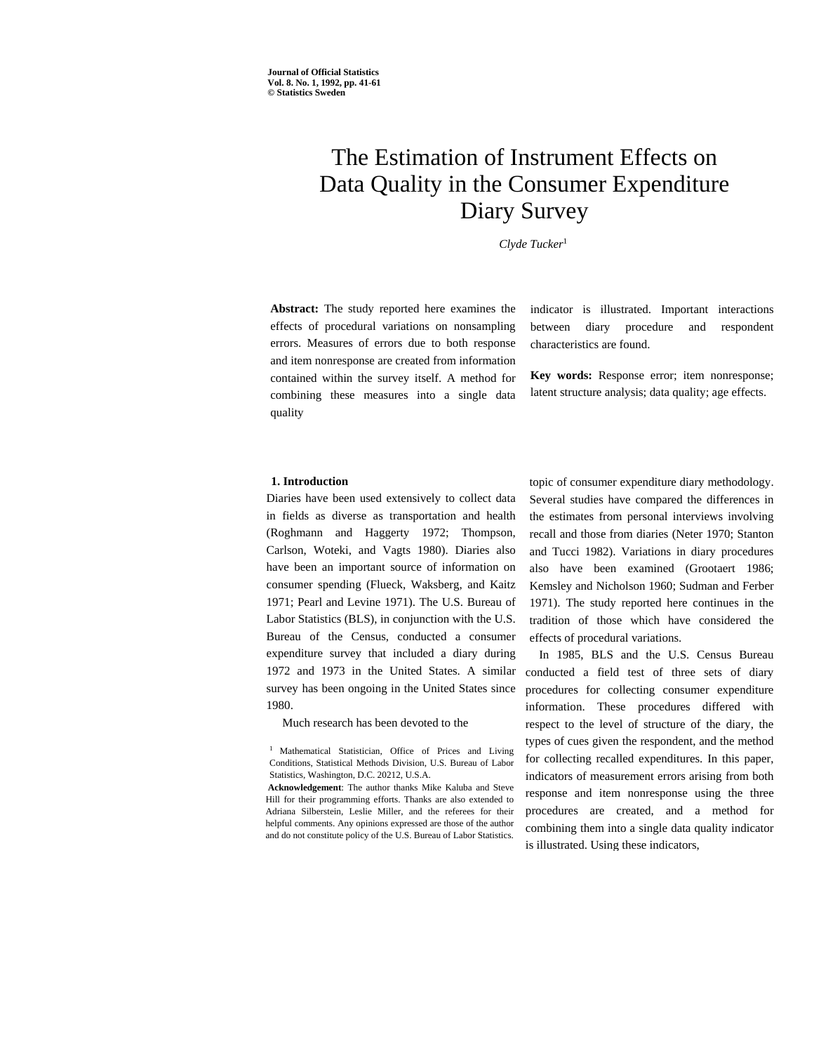# The Estimation of Instrument Effects on Data Quality in the Consumer Expenditure Diary Survey

*Clyde Tucker*[1]

**Abstract:** The study reported here examines the effects of procedural variations on nonsampling errors. Measures of errors due to both response and item nonresponse are created from information contained within the survey itself. A method for combining these measures into a single data quality indicator is illustrated. Important interactions between diary procedure and respondent characteristics are found.

**Key words:** Response error; item nonresponse; latent structure analysis; data quality; age effects.

## 1. Introduction

Diaries have been used extensively to collect data in fields as diverse as transportation and health (Roghmann and Haggerty 1972; Thompson, Carlson, Woteki, and Vagts 1980). Diaries also have been an important source of information on consumer spending (Flueck, Waksberg, and Kaitz 1971; Pearl and Levine 1971). The U.S. Bureau of Labor Statistics (BLS), in conjunction with the U.S. Bureau of the Census, conducted a consumer expenditure survey that included a diary during 1972 and 1973 in the United States. A similar survey has been ongoing in the United States since 1980.

Much research has been devoted to the topic of consumer expenditure diary methodology. Several studies have compared the differences in the estimates from personal interviews involving recall and those from diaries (Neter 1970; Stanton and Tucci 1982). Variations in diary procedures also have been examined (Grootaert 1986; Kemsley and Nicholson 1960; Sudman and Ferber 1971). The study reported here continues in the tradition of those which have considered the effects of procedural variations.

In 1985, BLS and the U.S. Census Bureau conducted a field test of three sets of diary procedures for collecting consumer expenditure information. These procedures differed with respect to the level of structure of the diary, the types of cues given the respondent, and the method for collecting recalled expenditures. In this paper, indicators of measurement errors arising from both response and item nonresponse using the three procedures are created, and a method for combining them into a single data quality indicator is illustrated. Using these indicators,

[1] Mathematical Statistician, Office of Prices and Living Conditions, Statistical Methods Division, U.S. Bureau of Labor Statistics, Washington, D.C. 20212, U.S.A.

**Acknowledgement**: The author thanks Mike Kaluba and Steve Hill for their programming efforts. Thanks are also extended to Adriana Silberstein, Leslie Miller, and the referees for their helpful comments. Any opinions expressed are those of the author and do not constitute policy of the U.S. Bureau of Labor Statistics.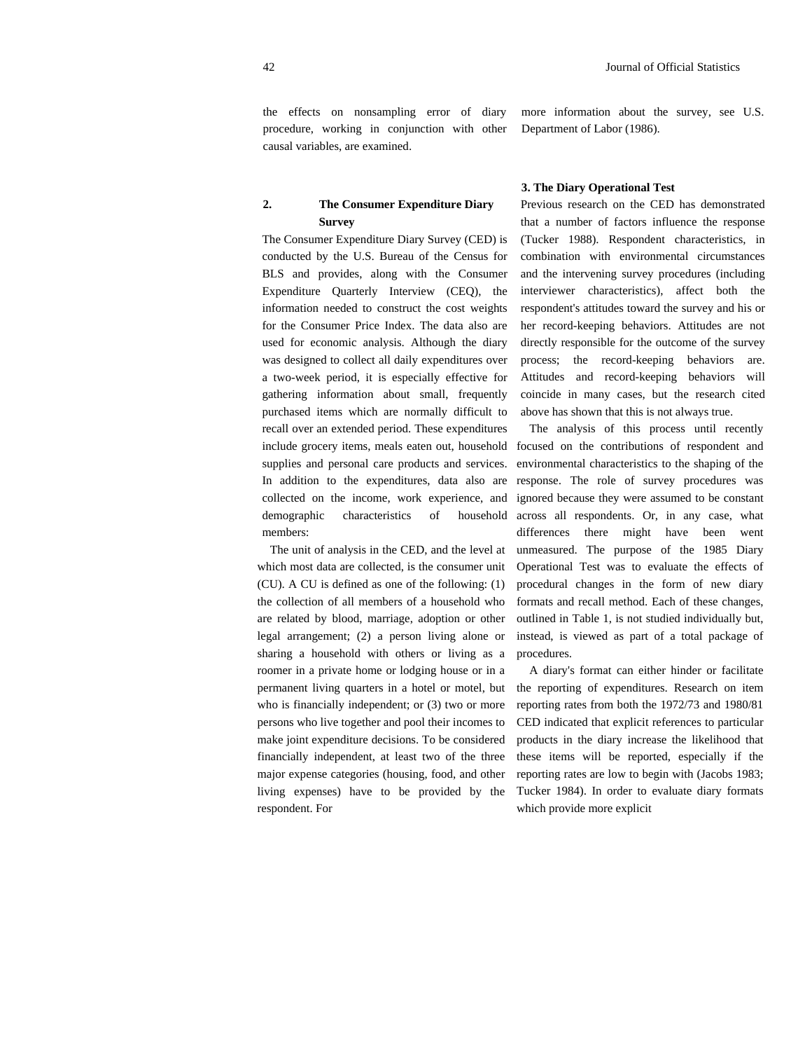the effects on nonsampling error of diary procedure, working in conjunction with other causal variables, are examined.

## 2. The Consumer Expenditure Diary Survey

The Consumer Expenditure Diary Survey (CED) is conducted by the U.S. Bureau of the Census for BLS and provides, along with the Consumer Expenditure Quarterly Interview (CEQ), the information needed to construct the cost weights for the Consumer Price Index. The data also are used for economic analysis. Although the diary was designed to collect all daily expenditures over a two-week period, it is especially effective for gathering information about small, frequently purchased items which are normally difficult to recall over an extended period. These expenditures include grocery items, meals eaten out, household supplies and personal care products and services. In addition to the expenditures, data also are collected on the income, work experience, and demographic characteristics of household members:

The unit of analysis in the CED, and the level at which most data are collected, is the consumer unit (CU). A CU is defined as one of the following: (1) the collection of all members of a household who are related by blood, marriage, adoption or other legal arrangement; (2) a person living alone or sharing a household with others or living as a roomer in a private home or lodging house or in a permanent living quarters in a hotel or motel, but who is financially independent; or (3) two or more persons who live together and pool their incomes to make joint expenditure decisions. To be considered financially independent, at least two of the three major expense categories (housing, food, and other living expenses) have to be provided by the respondent. For more information about the survey, see U.S. Department of Labor (1986).

## 3. The Diary Operational Test

Previous research on the CED has demonstrated that a number of factors influence the response (Tucker 1988). Respondent characteristics, in combination with environmental circumstances and the intervening survey procedures (including interviewer characteristics), affect both the respondent's attitudes toward the survey and his or her record-keeping behaviors. Attitudes are not directly responsible for the outcome of the survey process; the record-keeping behaviors are. Attitudes and record-keeping behaviors will coincide in many cases, but the research cited above has shown that this is not always true.

The analysis of this process until recently focused on the contributions of respondent and environmental characteristics to the shaping of the response. The role of survey procedures was ignored because they were assumed to be constant across all respondents. Or, in any case, what differences there might have been went unmeasured. The purpose of the 1985 Diary Operational Test was to evaluate the effects of procedural changes in the form of new diary formats and recall method. Each of these changes, outlined in Table 1, is not studied individually but, instead, is viewed as part of a total package of procedures.

A diary's format can either hinder or facilitate the reporting of expenditures. Research on item reporting rates from both the 1972/73 and 1980/81 CED indicated that explicit references to particular products in the diary increase the likelihood that these items will be reported, especially if the reporting rates are low to begin with (Jacobs 1983; Tucker 1984). In order to evaluate diary formats which provide more explicit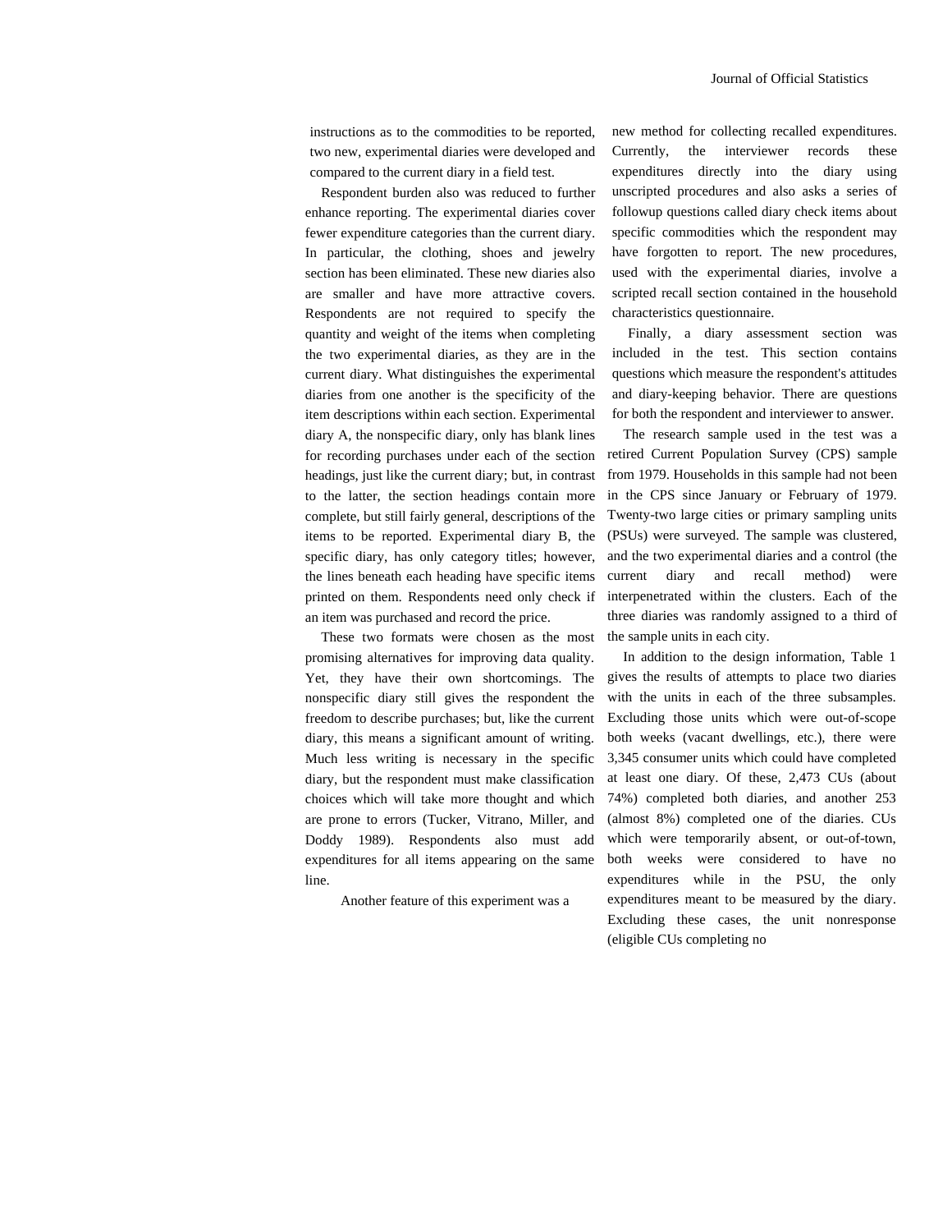instructions as to the commodities to be reported, two new, experimental diaries were developed and compared to the current diary in a field test.

Respondent burden also was reduced to further enhance reporting. The experimental diaries cover fewer expenditure categories than the current diary. In particular, the clothing, shoes and jewelry section has been eliminated. These new diaries also are smaller and have more attractive covers. Respondents are not required to specify the quantity and weight of the items when completing the two experimental diaries, as they are in the current diary. What distinguishes the experimental diaries from one another is the specificity of the item descriptions within each section. Experimental diary A, the nonspecific diary, only has blank lines for recording purchases under each of the section headings, just like the current diary; but, in contrast to the latter, the section headings contain more complete, but still fairly general, descriptions of the items to be reported. Experimental diary B, the specific diary, has only category titles; however, the lines beneath each heading have specific items printed on them. Respondents need only check if an item was purchased and record the price.

These two formats were chosen as the most promising alternatives for improving data quality. Yet, they have their own shortcomings. The nonspecific diary still gives the respondent the freedom to describe purchases; but, like the current diary, this means a significant amount of writing. Much less writing is necessary in the specific diary, but the respondent must make classification choices which will take more thought and which are prone to errors (Tucker, Vitrano, Miller, and Doddy 1989). Respondents also must add expenditures for all items appearing on the same line.

Another feature of this experiment was a new method for collecting recalled expenditures. Currently, the interviewer records these expenditures directly into the diary using unscripted procedures and also asks a series of followup questions called diary check items about specific commodities which the respondent may have forgotten to report. The new procedures, used with the experimental diaries, involve a scripted recall section contained in the household characteristics questionnaire.

Finally, a diary assessment section was included in the test. This section contains questions which measure the respondent's attitudes and diary-keeping behavior. There are questions for both the respondent and interviewer to answer.

The research sample used in the test was a retired Current Population Survey (CPS) sample from 1979. Households in this sample had not been in the CPS since January or February of 1979. Twenty-two large cities or primary sampling units (PSUs) were surveyed. The sample was clustered, and the two experimental diaries and a control (the current diary and recall method) were interpenetrated within the clusters. Each of the three diaries was randomly assigned to a third of the sample units in each city.

In addition to the design information, Table 1 gives the results of attempts to place two diaries with the units in each of the three subsamples. Excluding those units which were out-of-scope both weeks (vacant dwellings, etc.), there were 3,345 consumer units which could have completed at least one diary. Of these, 2,473 CUs (about 74%) completed both diaries, and another 253 (almost 8%) completed one of the diaries. CUs which were temporarily absent, or out-of-town, both weeks were considered to have no expenditures while in the PSU, the only expenditures meant to be measured by the diary. Excluding these cases, the unit nonresponse (eligible CUs completing no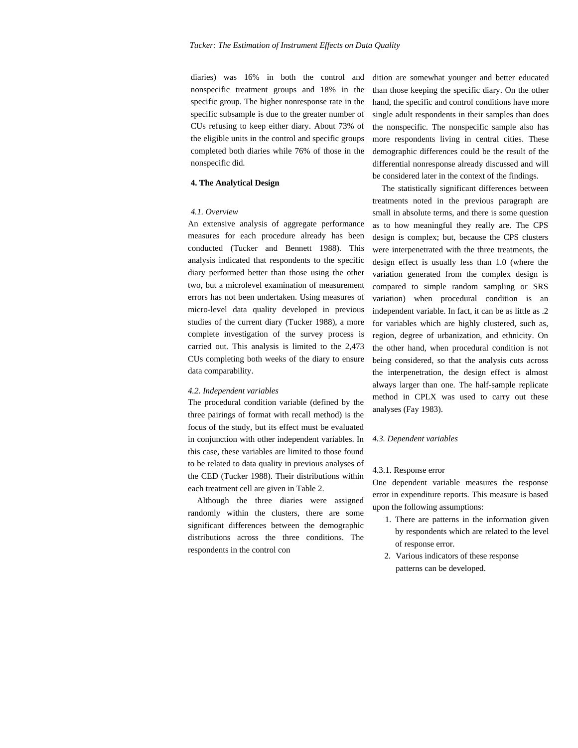diaries) was 16% in both the control and nonspecific treatment groups and 18% in the specific group. The higher nonresponse rate in the specific subsample is due to the greater number of CUs refusing to keep either diary. About 73% of the eligible units in the control and specific groups completed both diaries while 76% of those in the nonspecific did.

## 4. The Analytical Design

### *4.1. Overview*

An extensive analysis of aggregate performance measures for each procedure already has been conducted (Tucker and Bennett 1988). This analysis indicated that respondents to the specific diary performed better than those using the other two, but a microlevel examination of measurement errors has not been undertaken. Using measures of micro-level data quality developed in previous studies of the current diary (Tucker 1988), a more complete investigation of the survey process is carried out. This analysis is limited to the 2,473 CUs completing both weeks of the diary to ensure data comparability.

### *4.2. Independent variables*

The procedural condition variable (defined by the three pairings of format with recall method) is the focus of the study, but its effect must be evaluated in conjunction with other independent variables. In this case, these variables are limited to those found to be related to data quality in previous analyses of the CED (Tucker 1988). Their distributions within each treatment cell are given in Table 2.

Although the three diaries were assigned randomly within the clusters, there are some significant differences between the demographic distributions across the three conditions. The respondents in the control condition are somewhat younger and better educated than those keeping the specific diary. On the other hand, the specific and control conditions have more single adult respondents in their samples than does the nonspecific. The nonspecific sample also has more respondents living in central cities. These demographic differences could be the result of the differential nonresponse already discussed and will be considered later in the context of the findings.

The statistically significant differences between treatments noted in the previous paragraph are small in absolute terms, and there is some question as to how meaningful they really are. The CPS design is complex; but, because the CPS clusters were interpenetrated with the three treatments, the design effect is usually less than 1.0 (where the variation generated from the complex design is compared to simple random sampling or SRS variation) when procedural condition is an independent variable. In fact, it can be as little as .2 for variables which are highly clustered, such as, region, degree of urbanization, and ethnicity. On the other hand, when procedural condition is not being considered, so that the analysis cuts across the interpenetration, the design effect is almost always larger than one. The half-sample replicate method in CPLX was used to carry out these analyses (Fay 1983).

### *4.3. Dependent variables*

#### 4.3.1. Response error

One dependent variable measures the response error in expenditure reports. This measure is based upon the following assumptions:

1. There are patterns in the information given by respondents which are related to the level of response error.
2. Various indicators of these response patterns can be developed.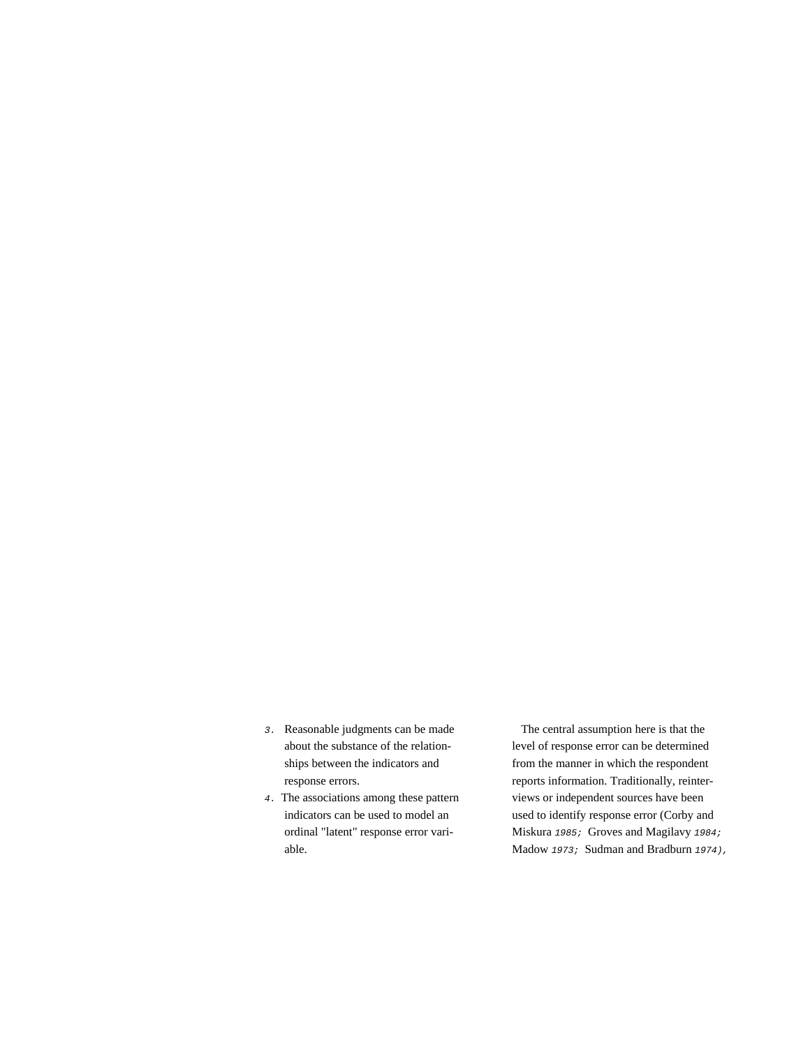3. Reasonable judgments can be made about the substance of the relationships between the indicators and response errors.
4. The associations among these pattern indicators can be used to model an ordinal "latent" response error variable.

The central assumption here is that the level of response error can be determined from the manner in which the respondent reports information. Traditionally, reinterviews or independent sources have been used to identify response error (Corby and Miskura 1985; Groves and Magilavy 1984; Madow 1973; Sudman and Bradburn 1974),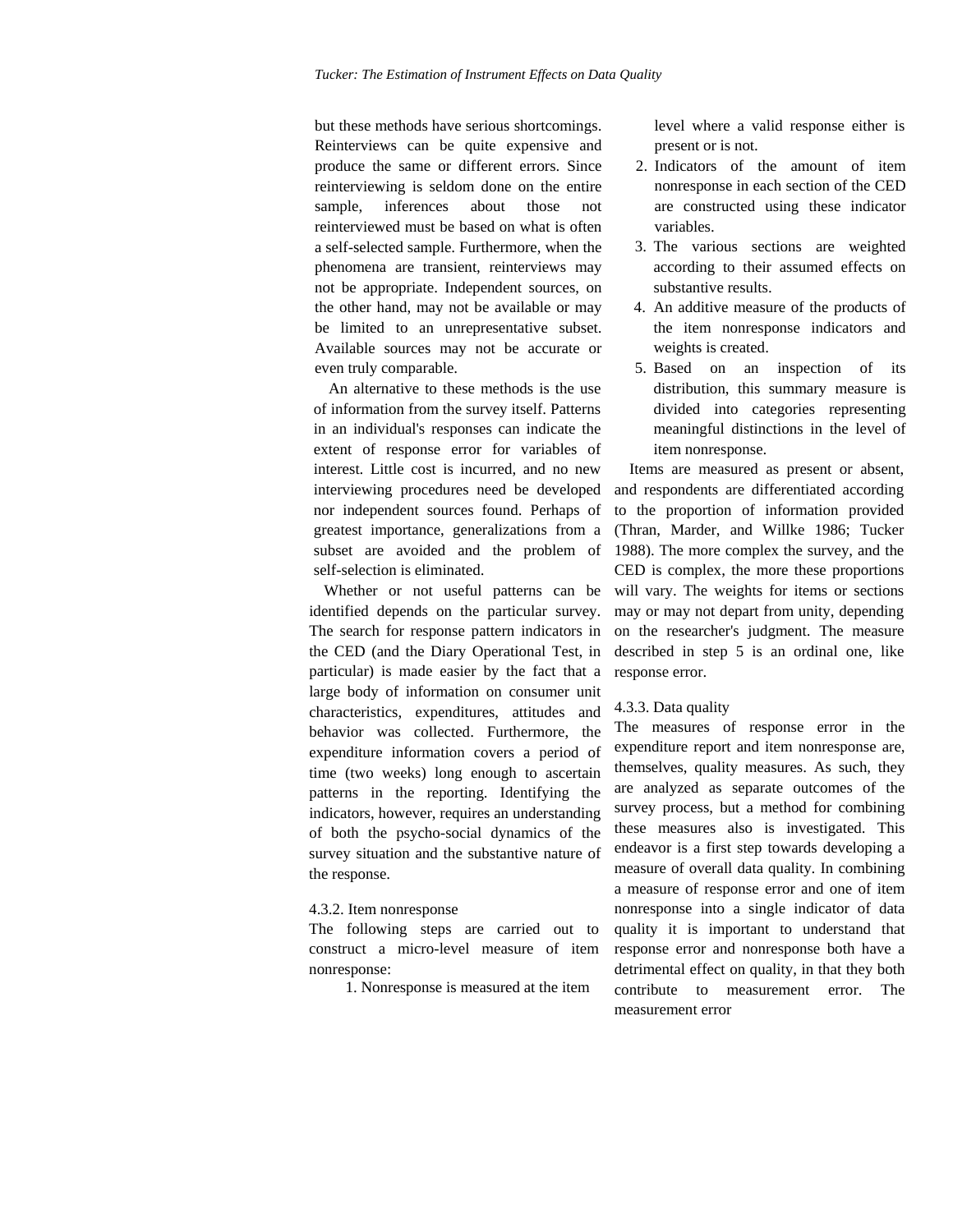but these methods have serious shortcomings. Reinterviews can be quite expensive and produce the same or different errors. Since reinterviewing is seldom done on the entire sample, inferences about those not reinterviewed must be based on what is often a self-selected sample. Furthermore, when the phenomena are transient, reinterviews may not be appropriate. Independent sources, on the other hand, may not be available or may be limited to an unrepresentative subset. Available sources may not be accurate or even truly comparable.

An alternative to these methods is the use of information from the survey itself. Patterns in an individual's responses can indicate the extent of response error for variables of interest. Little cost is incurred, and no new interviewing procedures need be developed nor independent sources found. Perhaps of greatest importance, generalizations from a subset are avoided and the problem of self-selection is eliminated.

Whether or not useful patterns can be identified depends on the particular survey. The search for response pattern indicators in the CED (and the Diary Operational Test, in particular) is made easier by the fact that a large body of information on consumer unit characteristics, expenditures, attitudes and behavior was collected. Furthermore, the expenditure information covers a period of time (two weeks) long enough to ascertain patterns in the reporting. Identifying the indicators, however, requires an understanding of both the psycho-social dynamics of the survey situation and the substantive nature of the response.

#### 4.3.2. Item nonresponse

The following steps are carried out to construct a micro-level measure of item nonresponse:

1. Nonresponse is measured at the item level where a valid response either is present or is not.
2. Indicators of the amount of item nonresponse in each section of the CED are constructed using these indicator variables.
3. The various sections are weighted according to their assumed effects on substantive results.
4. An additive measure of the products of the item nonresponse indicators and weights is created.
5. Based on an inspection of its distribution, this summary measure is divided into categories representing meaningful distinctions in the level of item nonresponse.

Items are measured as present or absent, and respondents are differentiated according to the proportion of information provided (Thran, Marder, and Willke 1986; Tucker 1988). The more complex the survey, and the CED is complex, the more these proportions will vary. The weights for items or sections may or may not depart from unity, depending on the researcher's judgment. The measure described in step 5 is an ordinal one, like response error.

#### 4.3.3. Data quality

The measures of response error in the expenditure report and item nonresponse are, themselves, quality measures. As such, they are analyzed as separate outcomes of the survey process, but a method for combining these measures also is investigated. This endeavor is a first step towards developing a measure of overall data quality. In combining a measure of response error and one of item nonresponse into a single indicator of data quality it is important to understand that response error and nonresponse both have a detrimental effect on quality, in that they both contribute to measurement error. The measurement error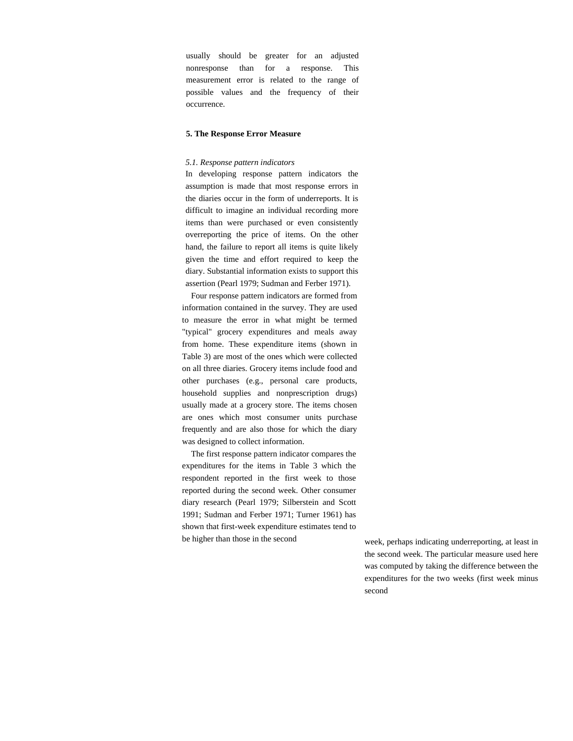usually should be greater for an adjusted nonresponse than for a response. This measurement error is related to the range of possible values and the frequency of their occurrence.

## 5. The Response Error Measure

### *5.1. Response pattern indicators*

In developing response pattern indicators the assumption is made that most response errors in the diaries occur in the form of underreports. It is difficult to imagine an individual recording more items than were purchased or even consistently overreporting the price of items. On the other hand, the failure to report all items is quite likely given the time and effort required to keep the diary. Substantial information exists to support this assertion (Pearl 1979; Sudman and Ferber 1971).

Four response pattern indicators are formed from information contained in the survey. They are used to measure the error in what might be termed "typical" grocery expenditures and meals away from home. These expenditure items (shown in Table 3) are most of the ones which were collected on all three diaries. Grocery items include food and other purchases (e.g., personal care products, household supplies and nonprescription drugs) usually made at a grocery store. The items chosen are ones which most consumer units purchase frequently and are also those for which the diary was designed to collect information.

The first response pattern indicator compares the expenditures for the items in Table 3 which the respondent reported in the first week to those reported during the second week. Other consumer diary research (Pearl 1979; Silberstein and Scott 1991; Sudman and Ferber 1971; Turner 1961) has shown that first-week expenditure estimates tend to be higher than those in the second week, perhaps indicating underreporting, at least in the second week. The particular measure used here was computed by taking the difference between the expenditures for the two weeks (first week minus second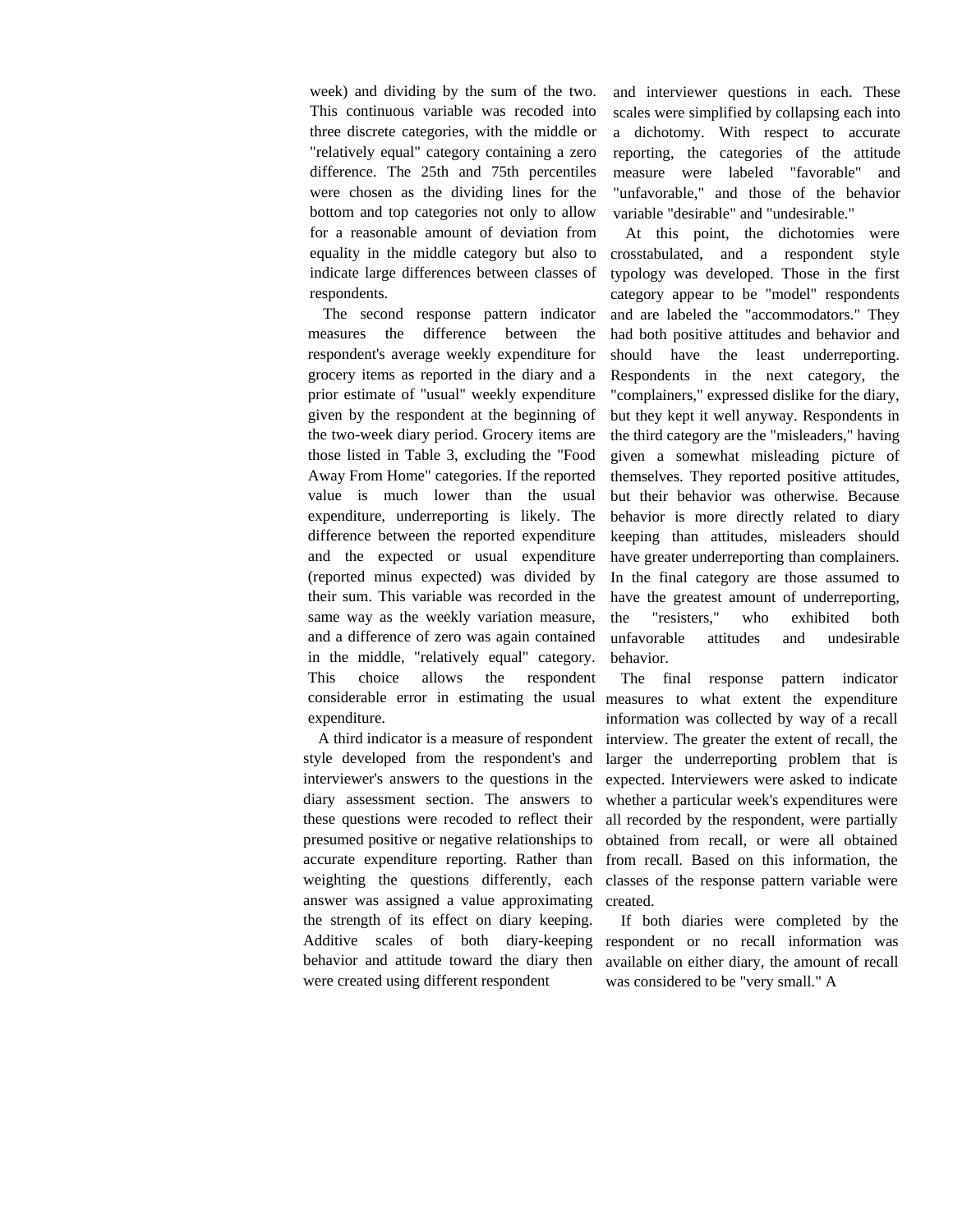week) and dividing by the sum of the two. This continuous variable was recoded into three discrete categories, with the middle or "relatively equal" category containing a zero difference. The 25th and 75th percentiles were chosen as the dividing lines for the bottom and top categories not only to allow for a reasonable amount of deviation from equality in the middle category but also to indicate large differences between classes of respondents.

The second response pattern indicator measures the difference between the respondent's average weekly expenditure for grocery items as reported in the diary and a prior estimate of "usual" weekly expenditure given by the respondent at the beginning of the two-week diary period. Grocery items are those listed in Table 3, excluding the "Food Away From Home" categories. If the reported value is much lower than the usual expenditure, underreporting is likely. The difference between the reported expenditure and the expected or usual expenditure (reported minus expected) was divided by their sum. This variable was recorded in the same way as the weekly variation measure, and a difference of zero was again contained in the middle, "relatively equal" category. This choice allows the respondent considerable error in estimating the usual expenditure.

A third indicator is a measure of respondent style developed from the respondent's and interviewer's answers to the questions in the diary assessment section. The answers to these questions were recoded to reflect their presumed positive or negative relationships to accurate expenditure reporting. Rather than weighting the questions differently, each answer was assigned a value approximating the strength of its effect on diary keeping. Additive scales of both diary-keeping behavior and attitude toward the diary then were created using different respondent and interviewer questions in each. These scales were simplified by collapsing each into a dichotomy. With respect to accurate reporting, the categories of the attitude measure were labeled "favorable" and "unfavorable," and those of the behavior variable "desirable" and "undesirable."

At this point, the dichotomies were crosstabulated, and a respondent style typology was developed. Those in the first category appear to be "model" respondents and are labeled the "accommodators." They had both positive attitudes and behavior and should have the least underreporting. Respondents in the next category, the "complainers," expressed dislike for the diary, but they kept it well anyway. Respondents in the third category are the "misleaders," having given a somewhat misleading picture of themselves. They reported positive attitudes, but their behavior was otherwise. Because behavior is more directly related to diary keeping than attitudes, misleaders should have greater underreporting than complainers. In the final category are those assumed to have the greatest amount of underreporting, the "resisters," who exhibited both unfavorable attitudes and undesirable behavior.

The final response pattern indicator measures to what extent the expenditure information was collected by way of a recall interview. The greater the extent of recall, the larger the underreporting problem that is expected. Interviewers were asked to indicate whether a particular week's expenditures were all recorded by the respondent, were partially obtained from recall, or were all obtained from recall. Based on this information, the classes of the response pattern variable were created.

If both diaries were completed by the respondent or no recall information was available on either diary, the amount of recall was considered to be "very small." A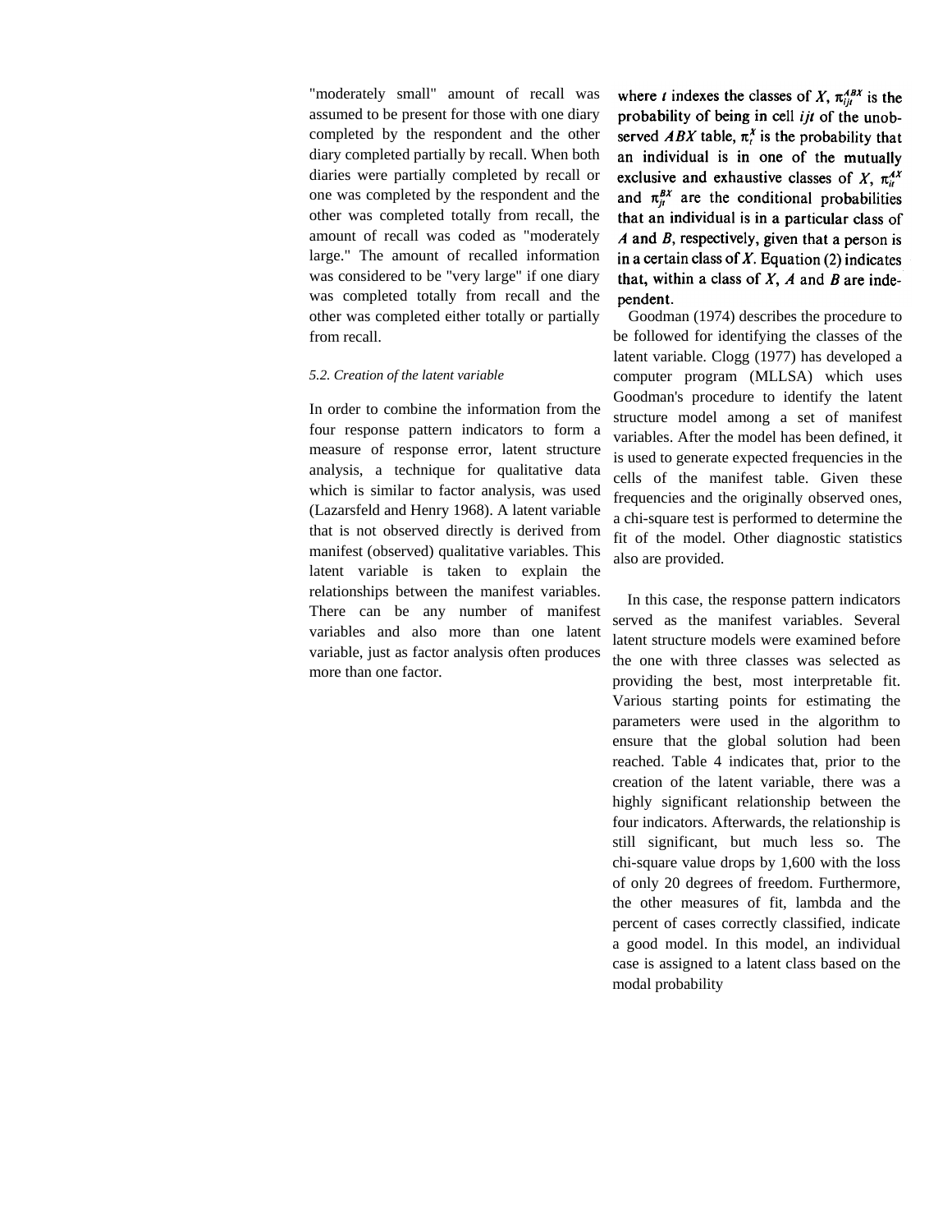"moderately small" amount of recall was assumed to be present for those with one diary completed by the respondent and the other diary completed partially by recall. When both diaries were partially completed by recall or one was completed by the respondent and the other was completed totally from recall, the amount of recall was coded as "moderately large." The amount of recalled information was considered to be "very large" if one diary was completed totally from recall and the other was completed either totally or partially from recall.

### *5.2. Creation of the latent variable*

In order to combine the information from the four response pattern indicators to form a measure of response error, latent structure analysis, a technique for qualitative data which is similar to factor analysis, was used (Lazarsfeld and Henry 1968). A latent variable that is not observed directly is derived from manifest (observed) qualitative variables. This latent variable is taken to explain the relationships between the manifest variables. There can be any number of manifest variables and also more than one latent variable, just as factor analysis often produces more than one factor.

where $t$ indexes the classes of $X$, $\pi_{ijt}^{ABX}$ is the probability of being in cell $ijt$ of the unobserved $ABX$ table, $\pi_t^X$ is the probability that an individual is in one of the mutually exclusive and exhaustive classes of $X$, $\pi_{it}^{AX}$ and $\pi_{jt}^{BX}$ are the conditional probabilities that an individual is in a particular class of $A$ and $B$, respectively, given that a person is in a certain class of $X$. Equation (2) indicates that, within a class of $X$, $A$ and $B$ are independent.

Goodman (1974) describes the procedure to be followed for identifying the classes of the latent variable. Clogg (1977) has developed a computer program (MLLSA) which uses Goodman's procedure to identify the latent structure model among a set of manifest variables. After the model has been defined, it is used to generate expected frequencies in the cells of the manifest table. Given these frequencies and the originally observed ones, a chi-square test is performed to determine the fit of the model. Other diagnostic statistics also are provided.

In this case, the response pattern indicators served as the manifest variables. Several latent structure models were examined before the one with three classes was selected as providing the best, most interpretable fit. Various starting points for estimating the parameters were used in the algorithm to ensure that the global solution had been reached. Table 4 indicates that, prior to the creation of the latent variable, there was a highly significant relationship between the four indicators. Afterwards, the relationship is still significant, but much less so. The chi-square value drops by 1,600 with the loss of only 20 degrees of freedom. Furthermore, the other measures of fit, lambda and the percent of cases correctly classified, indicate a good model. In this model, an individual case is assigned to a latent class based on the modal probability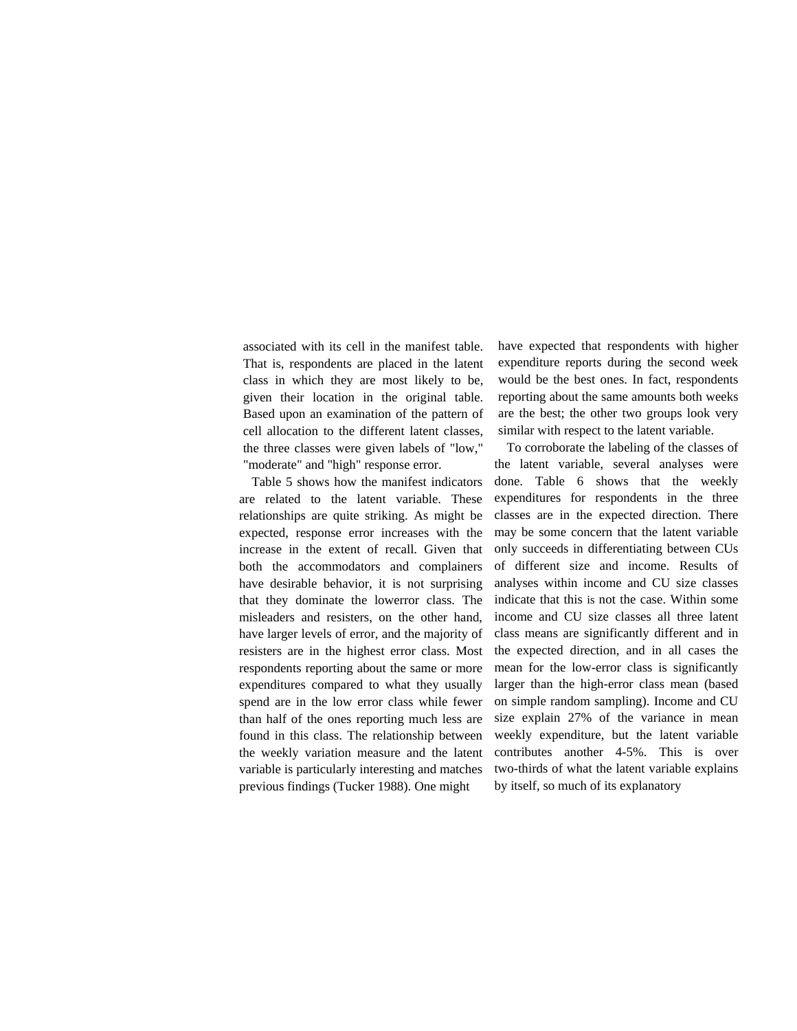associated with its cell in the manifest table. That is, respondents are placed in the latent class in which they are most likely to be, given their location in the original table. Based upon an examination of the pattern of cell allocation to the different latent classes, the three classes were given labels of "low," "moderate" and "high" response error.

Table 5 shows how the manifest indicators are related to the latent variable. These relationships are quite striking. As might be expected, response error increases with the increase in the extent of recall. Given that both the accommodators and complainers have desirable behavior, it is not surprising that they dominate the lowerror class. The misleaders and resisters, on the other hand, have larger levels of error, and the majority of resisters are in the highest error class. Most respondents reporting about the same or more expenditures compared to what they usually spend are in the low error class while fewer than half of the ones reporting much less are found in this class. The relationship between the weekly variation measure and the latent variable is particularly interesting and matches previous findings (Tucker 1988). One might have expected that respondents with higher expenditure reports during the second week would be the best ones. In fact, respondents reporting about the same amounts both weeks are the best; the other two groups look very similar with respect to the latent variable.

To corroborate the labeling of the classes of the latent variable, several analyses were done. Table 6 shows that the weekly expenditures for respondents in the three classes are in the expected direction. There may be some concern that the latent variable only succeeds in differentiating between CUs of different size and income. Results of analyses within income and CU size classes indicate that this is not the case. Within some income and CU size classes all three latent class means are significantly different and in the expected direction, and in all cases the mean for the low-error class is significantly larger than the high-error class mean (based on simple random sampling). Income and CU size explain 27% of the variance in mean weekly expenditure, but the latent variable contributes another 4-5%. This is over two-thirds of what the latent variable explains by itself, so much of its explanatory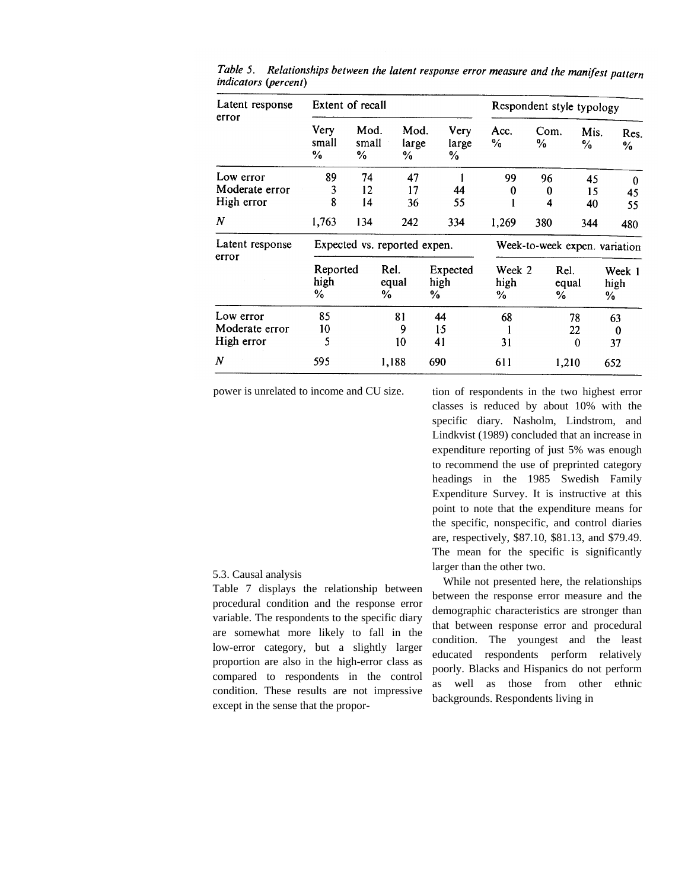*Table 5. Relationships between the latent response error measure and the manifest pattern indicators (percent)*

| Latent response error | Extent of recall | | | | Respondent style typology | | | |
|---|---|---|---|---|---|---|---|---|
| | Very small % | Mod. small % | Mod. large % | Very large % | Acc. % | Com. % | Mis. % | Res. % |
| Low error | 89 | 74 | 47 | 1 | 99 | 96 | 45 | 0 |
| Moderate error | 3 | 12 | 17 | 44 | 0 | 0 | 15 | 45 |
| High error | 8 | 14 | 36 | 55 | 1 | 4 | 40 | 55 |
| *N* | 1,763 | 134 | 242 | 334 | 1,269 | 380 | 344 | 480 |

| Latent response error | Expected vs. reported expen. | | | Week-to-week expen. variation | | |
|---|---|---|---|---|---|---|
| | Reported high % | Rel. equal % | Expected high % | Week 2 high % | Rel. equal % | Week 1 high % |
| Low error | 85 | 81 | 44 | 68 | 78 | 63 |
| Moderate error | 10 | 9 | 15 | 1 | 22 | 0 |
| High error | 5 | 10 | 41 | 31 | 0 | 37 |
| *N* | 595 | 1,188 | 690 | 611 | 1,210 | 652 |

power is unrelated to income and CU size.

### 5.3. Causal analysis

Table 7 displays the relationship between procedural condition and the response error variable. The respondents to the specific diary are somewhat more likely to fall in the low-error category, but a slightly larger proportion are also in the high-error class as compared to respondents in the control condition. These results are not impressive except in the sense that the proportion of respondents in the two highest error classes is reduced by about 10% with the specific diary. Nasholm, Lindstrom, and Lindkvist (1989) concluded that an increase in expenditure reporting of just 5% was enough to recommend the use of preprinted category headings in the 1985 Swedish Family Expenditure Survey. It is instructive at this point to note that the expenditure means for the specific, nonspecific, and control diaries are, respectively, \$87.10, \$81.13, and \$79.49. The mean for the specific is significantly larger than the other two.

While not presented here, the relationships between the response error measure and the demographic characteristics are stronger than that between response error and procedural condition. The youngest and the least educated respondents perform relatively poorly. Blacks and Hispanics do not perform as well as those from other ethnic backgrounds. Respondents living in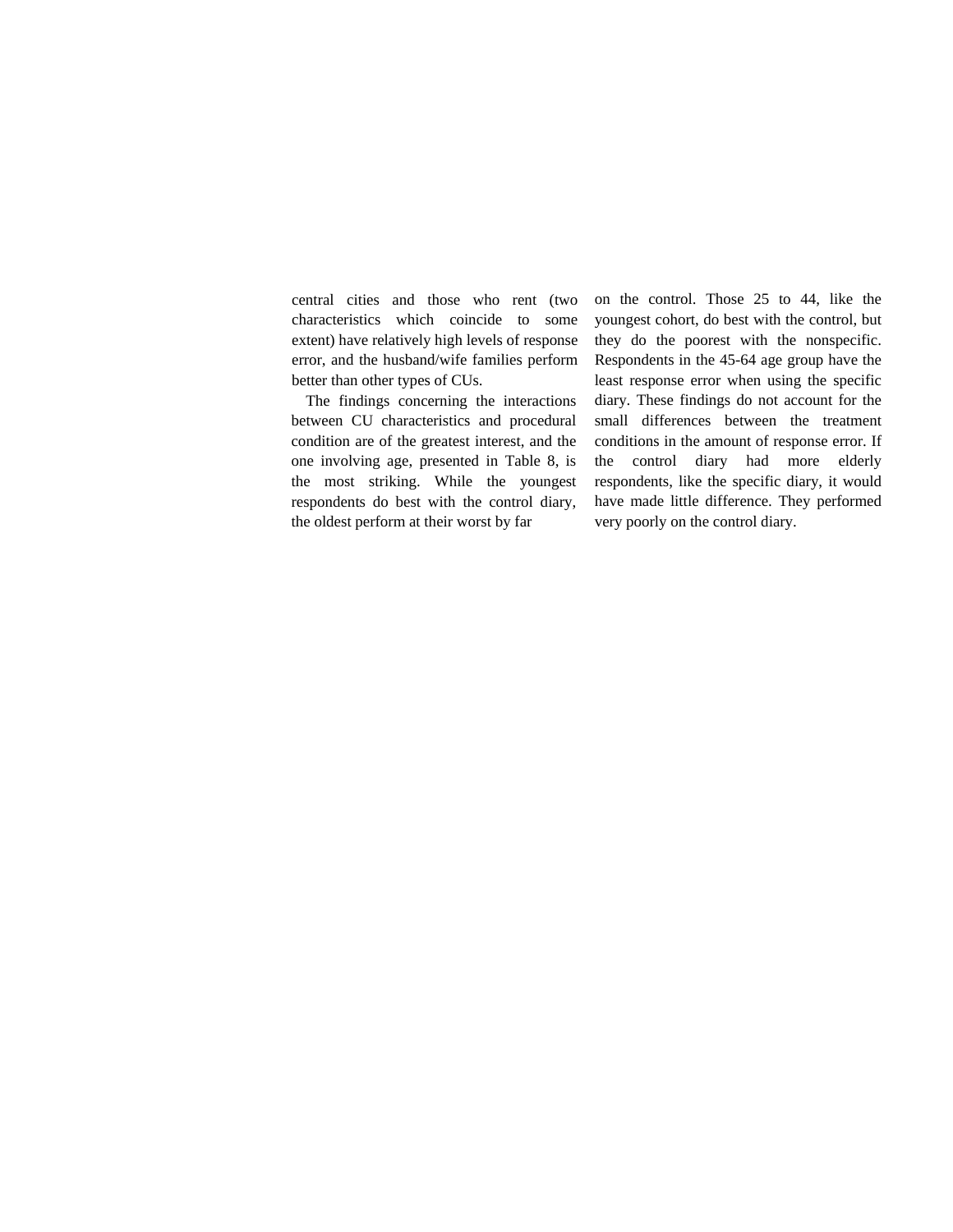central cities and those who rent (two characteristics which coincide to some extent) have relatively high levels of response error, and the husband/wife families perform better than other types of CUs.

The findings concerning the interactions between CU characteristics and procedural condition are of the greatest interest, and the one involving age, presented in Table 8, is the most striking. While the youngest respondents do best with the control diary, the oldest perform at their worst by far on the control. Those 25 to 44, like the youngest cohort, do best with the control, but they do the poorest with the nonspecific. Respondents in the 45-64 age group have the least response error when using the specific diary. These findings do not account for the small differences between the treatment conditions in the amount of response error. If the control diary had more elderly respondents, like the specific diary, it would have made little difference. They performed very poorly on the control diary.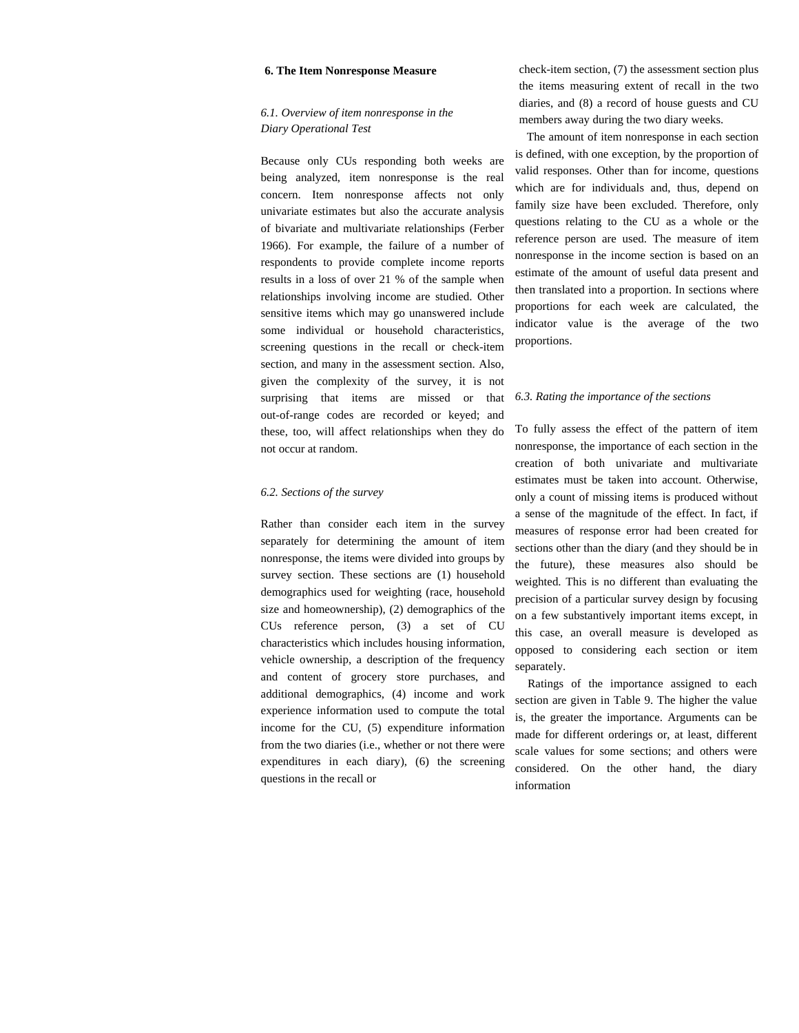## 6. The Item Nonresponse Measure

### *6.1. Overview of item nonresponse in the Diary Operational Test*

Because only CUs responding both weeks are being analyzed, item nonresponse is the real concern. Item nonresponse affects not only univariate estimates but also the accurate analysis of bivariate and multivariate relationships (Ferber 1966). For example, the failure of a number of respondents to provide complete income reports results in a loss of over 21 % of the sample when relationships involving income are studied. Other sensitive items which may go unanswered include some individual or household characteristics, screening questions in the recall or check-item section, and many in the assessment section. Also, given the complexity of the survey, it is not surprising that items are missed or that out-of-range codes are recorded or keyed; and these, too, will affect relationships when they do not occur at random.

### *6.2. Sections of the survey*

Rather than consider each item in the survey separately for determining the amount of item nonresponse, the items were divided into groups by survey section. These sections are (1) household demographics used for weighting (race, household size and homeownership), (2) demographics of the CUs reference person, (3) a set of CU characteristics which includes housing information, vehicle ownership, a description of the frequency and content of grocery store purchases, and additional demographics, (4) income and work experience information used to compute the total income for the CU, (5) expenditure information from the two diaries (i.e., whether or not there were expenditures in each diary), (6) the screening questions in the recall or check-item section, (7) the assessment section plus the items measuring extent of recall in the two diaries, and (8) a record of house guests and CU members away during the two diary weeks.

The amount of item nonresponse in each section is defined, with one exception, by the proportion of valid responses. Other than for income, questions which are for individuals and, thus, depend on family size have been excluded. Therefore, only questions relating to the CU as a whole or the reference person are used. The measure of item nonresponse in the income section is based on an estimate of the amount of useful data present and then translated into a proportion. In sections where proportions for each week are calculated, the indicator value is the average of the two proportions.

### *6.3. Rating the importance of the sections*

To fully assess the effect of the pattern of item nonresponse, the importance of each section in the creation of both univariate and multivariate estimates must be taken into account. Otherwise, only a count of missing items is produced without a sense of the magnitude of the effect. In fact, if measures of response error had been created for sections other than the diary (and they should be in the future), these measures also should be weighted. This is no different than evaluating the precision of a particular survey design by focusing on a few substantively important items except, in this case, an overall measure is developed as opposed to considering each section or item separately.

Ratings of the importance assigned to each section are given in Table 9. The higher the value is, the greater the importance. Arguments can be made for different orderings or, at least, different scale values for some sections; and others were considered. On the other hand, the diary information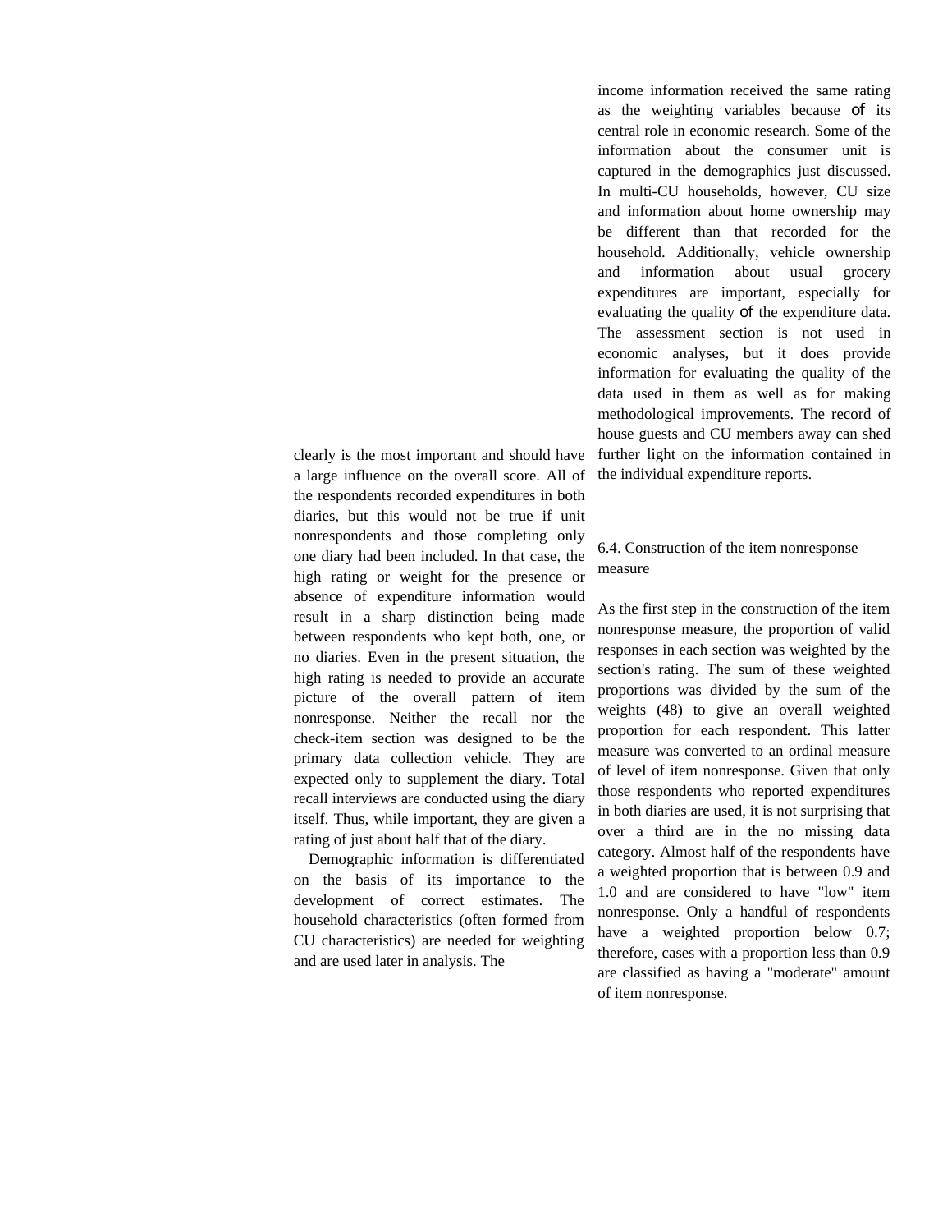clearly is the most important and should have a large influence on the overall score. All of the respondents recorded expenditures in both diaries, but this would not be true if unit nonrespondents and those completing only one diary had been included. In that case, the high rating or weight for the presence or absence of expenditure information would result in a sharp distinction being made between respondents who kept both, one, or no diaries. Even in the present situation, the high rating is needed to provide an accurate picture of the overall pattern of item nonresponse. Neither the recall nor the check-item section was designed to be the primary data collection vehicle. They are expected only to supplement the diary. Total recall interviews are conducted using the diary itself. Thus, while important, they are given a rating of just about half that of the diary.

Demographic information is differentiated on the basis of its importance to the development of correct estimates. The household characteristics (often formed from CU characteristics) are needed for weighting and are used later in analysis. The income information received the same rating as the weighting variables because of its central role in economic research. Some of the information about the consumer unit is captured in the demographics just discussed. In multi-CU households, however, CU size and information about home ownership may be different than that recorded for the household. Additionally, vehicle ownership and information about usual grocery expenditures are important, especially for evaluating the quality of the expenditure data. The assessment section is not used in economic analyses, but it does provide information for evaluating the quality of the data used in them as well as for making methodological improvements. The record of house guests and CU members away can shed further light on the information contained in the individual expenditure reports.

### 6.4. Construction of the item nonresponse measure

As the first step in the construction of the item nonresponse measure, the proportion of valid responses in each section was weighted by the section's rating. The sum of these weighted proportions was divided by the sum of the weights (48) to give an overall weighted proportion for each respondent. This latter measure was converted to an ordinal measure of level of item nonresponse. Given that only those respondents who reported expenditures in both diaries are used, it is not surprising that over a third are in the no missing data category. Almost half of the respondents have a weighted proportion that is between 0.9 and 1.0 and are considered to have "low" item nonresponse. Only a handful of respondents have a weighted proportion below 0.7; therefore, cases with a proportion less than 0.9 are classified as having a "moderate" amount of item nonresponse.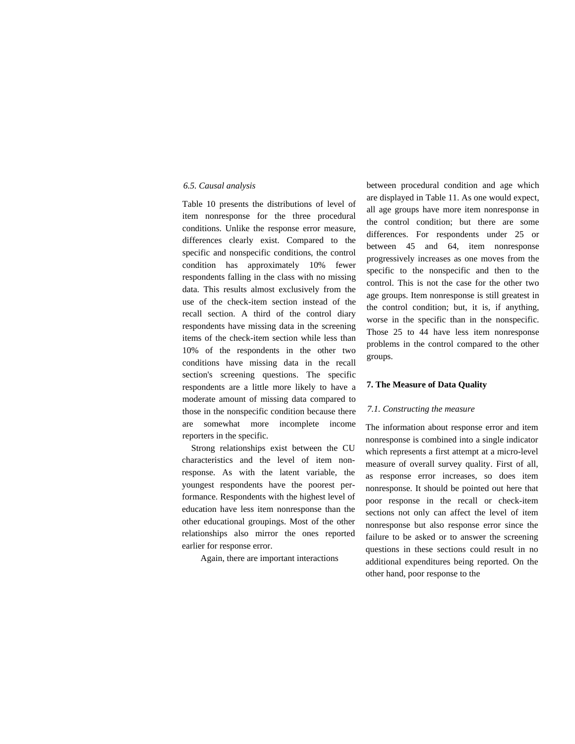### 6.5. Causal analysis

Table 10 presents the distributions of level of item nonresponse for the three procedural conditions. Unlike the response error measure, differences clearly exist. Compared to the specific and nonspecific conditions, the control condition has approximately 10% fewer respondents falling in the class with no missing data. This results almost exclusively from the use of the check-item section instead of the recall section. A third of the control diary respondents have missing data in the screening items of the check-item section while less than 10% of the respondents in the other two conditions have missing data in the recall section's screening questions. The specific respondents are a little more likely to have a moderate amount of missing data compared to those in the nonspecific condition because there are somewhat more incomplete income reporters in the specific.

Strong relationships exist between the CU characteristics and the level of item non-response. As with the latent variable, the youngest respondents have the poorest performance. Respondents with the highest level of education have less item nonresponse than the other educational groupings. Most of the other relationships also mirror the ones reported earlier for response error.

Again, there are important interactions between procedural condition and age which are displayed in Table 11. As one would expect, all age groups have more item nonresponse in the control condition; but there are some differences. For respondents under 25 or between 45 and 64, item nonresponse progressively increases as one moves from the specific to the nonspecific and then to the control. This is not the case for the other two age groups. Item nonresponse is still greatest in the control condition; but, it is, if anything, worse in the specific than in the nonspecific. Those 25 to 44 have less item nonresponse problems in the control compared to the other groups.

## 7. The Measure of Data Quality

### 7.1. Constructing the measure

The information about response error and item nonresponse is combined into a single indicator which represents a first attempt at a micro-level measure of overall survey quality. First of all, as response error increases, so does item nonresponse. It should be pointed out here that poor response in the recall or check-item sections not only can affect the level of item nonresponse but also response error since the failure to be asked or to answer the screening questions in these sections could result in no additional expenditures being reported. On the other hand, poor response to the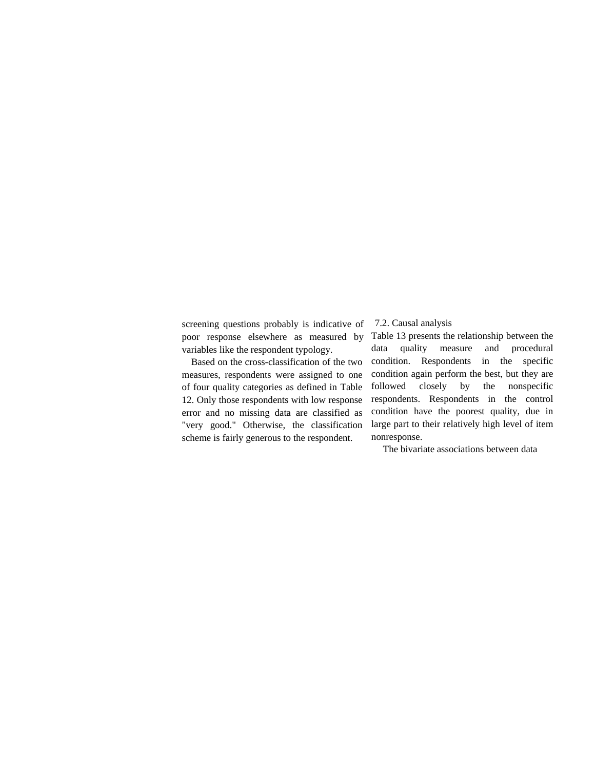screening questions probably is indicative of poor response elsewhere as measured by variables like the respondent typology.

Based on the cross-classification of the two measures, respondents were assigned to one of four quality categories as defined in Table 12. Only those respondents with low response error and no missing data are classified as "very good." Otherwise, the classification scheme is fairly generous to the respondent.

### 7.2. Causal analysis

Table 13 presents the relationship between the data quality measure and procedural condition. Respondents in the specific condition again perform the best, but they are followed closely by the nonspecific respondents. Respondents in the control condition have the poorest quality, due in large part to their relatively high level of item nonresponse.

The bivariate associations between data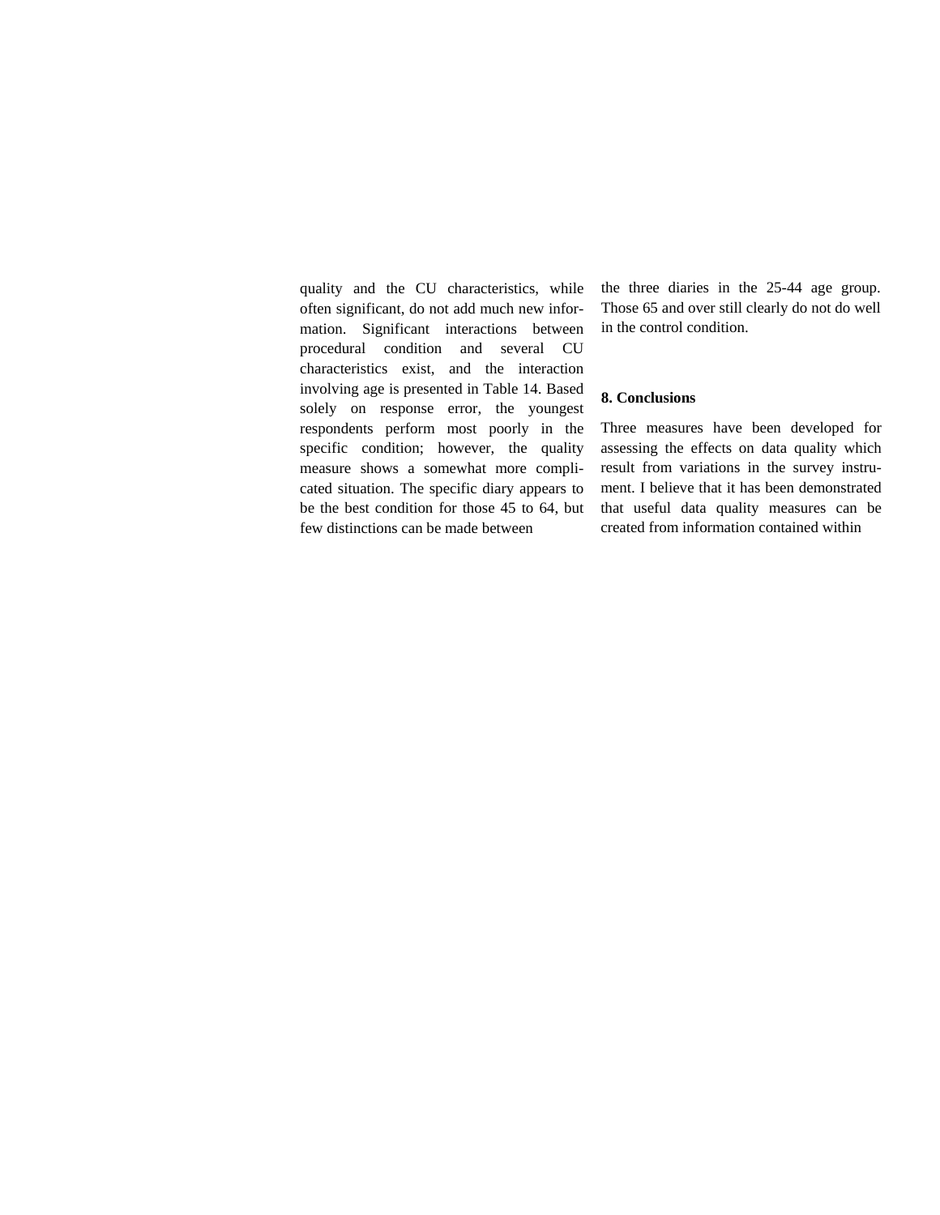quality and the CU characteristics, while often significant, do not add much new information. Significant interactions between procedural condition and several CU characteristics exist, and the interaction involving age is presented in Table 14. Based solely on response error, the youngest respondents perform most poorly in the specific condition; however, the quality measure shows a somewhat more complicated situation. The specific diary appears to be the best condition for those 45 to 64, but few distinctions can be made between the three diaries in the 25-44 age group. Those 65 and over still clearly do not do well in the control condition.

## 8. Conclusions

Three measures have been developed for assessing the effects on data quality which result from variations in the survey instrument. I believe that it has been demonstrated that useful data quality measures can be created from information contained within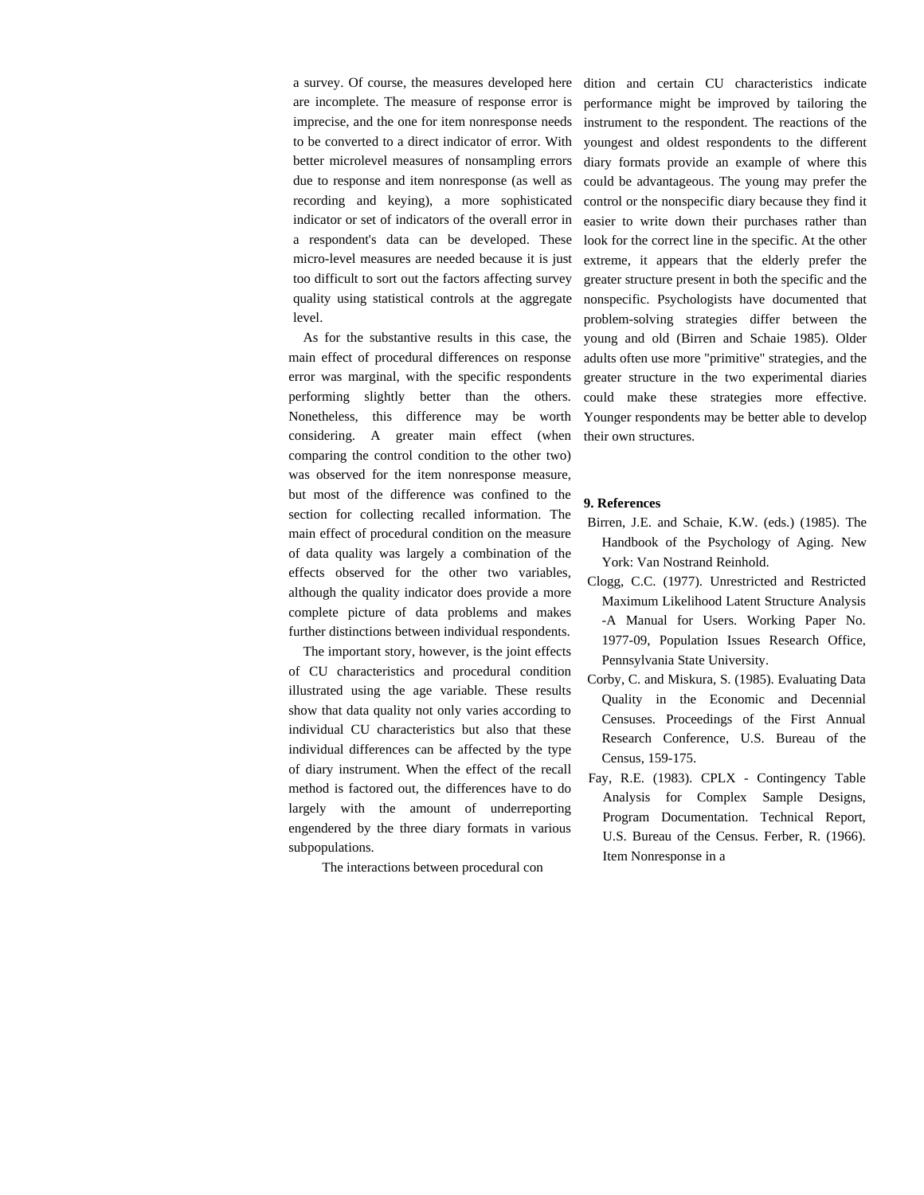a survey. Of course, the measures developed here are incomplete. The measure of response error is imprecise, and the one for item nonresponse needs to be converted to a direct indicator of error. With better microlevel measures of nonsampling errors due to response and item nonresponse (as well as recording and keying), a more sophisticated indicator or set of indicators of the overall error in a respondent's data can be developed. These micro-level measures are needed because it is just too difficult to sort out the factors affecting survey quality using statistical controls at the aggregate level.

As for the substantive results in this case, the main effect of procedural differences on response error was marginal, with the specific respondents performing slightly better than the others. Nonetheless, this difference may be worth considering. A greater main effect (when comparing the control condition to the other two) was observed for the item nonresponse measure, but most of the difference was confined to the section for collecting recalled information. The main effect of procedural condition on the measure of data quality was largely a combination of the effects observed for the other two variables, although the quality indicator does provide a more complete picture of data problems and makes further distinctions between individual respondents.

The important story, however, is the joint effects of CU characteristics and procedural condition illustrated using the age variable. These results show that data quality not only varies according to individual CU characteristics but also that these individual differences can be affected by the type of diary instrument. When the effect of the recall method is factored out, the differences have to do largely with the amount of underreporting engendered by the three diary formats in various subpopulations.

The interactions between procedural condition and certain CU characteristics indicate performance might be improved by tailoring the instrument to the respondent. The reactions of the youngest and oldest respondents to the different diary formats provide an example of where this could be advantageous. The young may prefer the control or the nonspecific diary because they find it easier to write down their purchases rather than look for the correct line in the specific. At the other extreme, it appears that the elderly prefer the greater structure present in both the specific and the nonspecific. Psychologists have documented that problem-solving strategies differ between the young and old (Birren and Schaie 1985). Older adults often use more "primitive" strategies, and the greater structure in the two experimental diaries could make these strategies more effective. Younger respondents may be better able to develop their own structures.

## 9. References

Birren, J.E. and Schaie, K.W. (eds.) (1985). The Handbook of the Psychology of Aging. New York: Van Nostrand Reinhold.

Clogg, C.C. (1977). Unrestricted and Restricted Maximum Likelihood Latent Structure Analysis -A Manual for Users. Working Paper No. 1977-09, Population Issues Research Office, Pennsylvania State University.

Corby, C. and Miskura, S. (1985). Evaluating Data Quality in the Economic and Decennial Censuses. Proceedings of the First Annual Research Conference, U.S. Bureau of the Census, 159-175.

Fay, R.E. (1983). CPLX - Contingency Table Analysis for Complex Sample Designs, Program Documentation. Technical Report, U.S. Bureau of the Census. Ferber, R. (1966). Item Nonresponse in a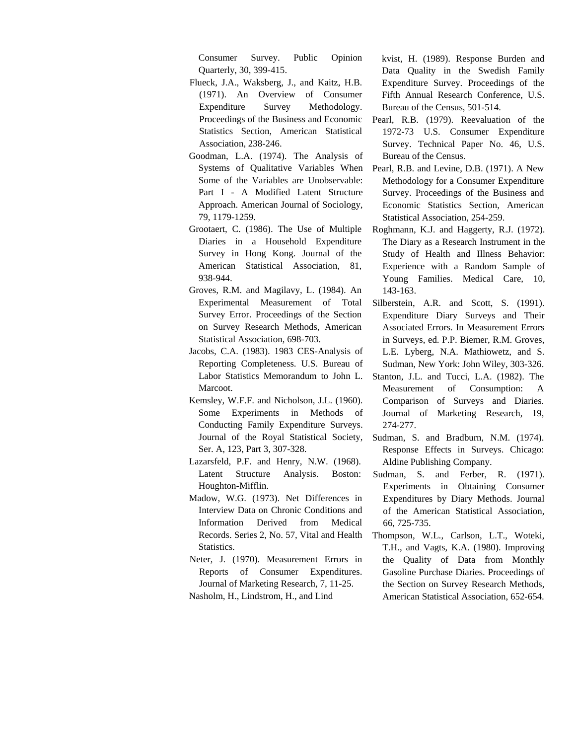Consumer Survey. Public Opinion Quarterly, 30, 399-415.

Flueck, J.A., Waksberg, J., and Kaitz, H.B. (1971). An Overview of Consumer Expenditure Survey Methodology. Proceedings of the Business and Economic Statistics Section, American Statistical Association, 238-246.

Goodman, L.A. (1974). The Analysis of Systems of Qualitative Variables When Some of the Variables are Unobservable: Part I - A Modified Latent Structure Approach. American Journal of Sociology, 79, 1179-1259.

Grootaert, C. (1986). The Use of Multiple Diaries in a Household Expenditure Survey in Hong Kong. Journal of the American Statistical Association, 81, 938-944.

Groves, R.M. and Magilavy, L. (1984). An Experimental Measurement of Total Survey Error. Proceedings of the Section on Survey Research Methods, American Statistical Association, 698-703.

Jacobs, C.A. (1983). 1983 CES-Analysis of Reporting Completeness. U.S. Bureau of Labor Statistics Memorandum to John L. Marcoot.

Kemsley, W.F.F. and Nicholson, J.L. (1960). Some Experiments in Methods of Conducting Family Expenditure Surveys. Journal of the Royal Statistical Society, Ser. A, 123, Part 3, 307-328.

Lazarsfeld, P.F. and Henry, N.W. (1968). Latent Structure Analysis. Boston: Houghton-Mifflin.

Madow, W.G. (1973). Net Differences in Interview Data on Chronic Conditions and Information Derived from Medical Records. Series 2, No. 57, Vital and Health Statistics.

Neter, J. (1970). Measurement Errors in Reports of Consumer Expenditures. Journal of Marketing Research, 7, 11-25.

Nasholm, H., Lindstrom, H., and Lindkvist, H. (1989). Response Burden and Data Quality in the Swedish Family Expenditure Survey. Proceedings of the Fifth Annual Research Conference, U.S. Bureau of the Census, 501-514.

Pearl, R.B. (1979). Reevaluation of the 1972-73 U.S. Consumer Expenditure Survey. Technical Paper No. 46, U.S. Bureau of the Census.

Pearl, R.B. and Levine, D.B. (1971). A New Methodology for a Consumer Expenditure Survey. Proceedings of the Business and Economic Statistics Section, American Statistical Association, 254-259.

Roghmann, K.J. and Haggerty, R.J. (1972). The Diary as a Research Instrument in the Study of Health and Illness Behavior: Experience with a Random Sample of Young Families. Medical Care, 10, 143-163.

Silberstein, A.R. and Scott, S. (1991). Expenditure Diary Surveys and Their Associated Errors. In Measurement Errors in Surveys, ed. P.P. Biemer, R.M. Groves, L.E. Lyberg, N.A. Mathiowetz, and S. Sudman, New York: John Wiley, 303-326.

Stanton, J.L. and Tucci, L.A. (1982). The Measurement of Consumption: A Comparison of Surveys and Diaries. Journal of Marketing Research, 19, 274-277.

Sudman, S. and Bradburn, N.M. (1974). Response Effects in Surveys. Chicago: Aldine Publishing Company.

Sudman, S. and Ferber, R. (1971). Experiments in Obtaining Consumer Expenditures by Diary Methods. Journal of the American Statistical Association, 66, 725-735.

Thompson, W.L., Carlson, L.T., Woteki, T.H., and Vagts, K.A. (1980). Improving the Quality of Data from Monthly Gasoline Purchase Diaries. Proceedings of the Section on Survey Research Methods, American Statistical Association, 652-654.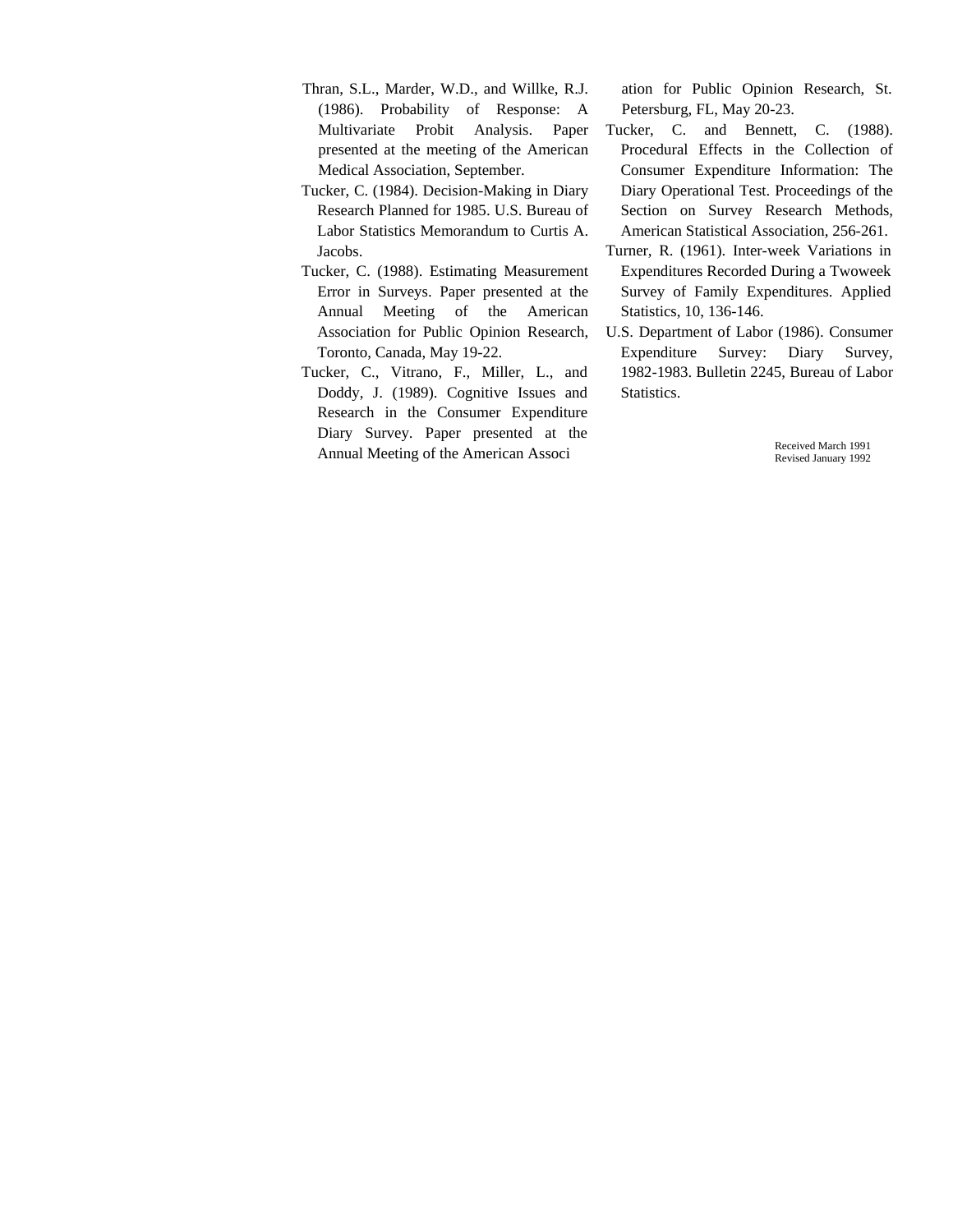Thran, S.L., Marder, W.D., and Willke, R.J. (1986). Probability of Response: A Multivariate Probit Analysis. Paper presented at the meeting of the American Medical Association, September.

Tucker, C. (1984). Decision-Making in Diary Research Planned for 1985. U.S. Bureau of Labor Statistics Memorandum to Curtis A. Jacobs.

Tucker, C. (1988). Estimating Measurement Error in Surveys. Paper presented at the Annual Meeting of the American Association for Public Opinion Research, Toronto, Canada, May 19-22.

Tucker, C., Vitrano, F., Miller, L., and Doddy, J. (1989). Cognitive Issues and Research in the Consumer Expenditure Diary Survey. Paper presented at the Annual Meeting of the American Association for Public Opinion Research, St. Petersburg, FL, May 20-23.

Tucker, C. and Bennett, C. (1988). Procedural Effects in the Collection of Consumer Expenditure Information: The Diary Operational Test. Proceedings of the Section on Survey Research Methods, American Statistical Association, 256-261.

Turner, R. (1961). Inter-week Variations in Expenditures Recorded During a Twoweek Survey of Family Expenditures. Applied Statistics, 10, 136-146.

U.S. Department of Labor (1986). Consumer Expenditure Survey: Diary Survey, 1982-1983. Bulletin 2245, Bureau of Labor Statistics.

Received March 1991
Revised January 1992